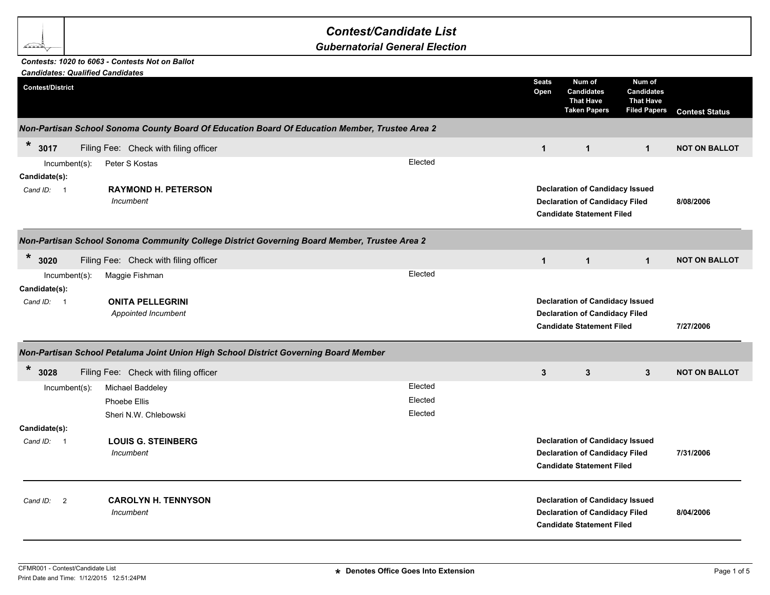# Contest/Candidate List

## Gubernatorial General Election

***Contests: 1020 to 6063 - Contests Not on Ballot***
***Candidates: Qualified Candidates***

| Contest/District | Seats Open | Num of Candidates That Have Taken Papers | Num of Candidates That Have Filed Papers | Contest Status |
|---|---|---|---|---|

### *Non-Partisan School Sonoma County Board Of Education Board Of Education Member, Trustee Area 2*

| * 3017 Filing Fee: Check with filing officer | Seats Open | Taken Papers | Filed Papers | Contest Status |
|---|---|---|---|---|
| | 1 | 1 | 1 | NOT ON BALLOT |

Incumbent(s): Peter S Kostas — Elected

Candidate(s):

*Cand ID:* 1 — **RAYMOND H. PETERSON**
*Incumbent*

- **Declaration of Candidacy Issued**
- **Declaration of Candidacy Filed** — 8/08/2006
- **Candidate Statement Filed**

---

### *Non-Partisan School Sonoma Community College District Governing Board Member, Trustee Area 2*

| * 3020 Filing Fee: Check with filing officer | Seats Open | Taken Papers | Filed Papers | Contest Status |
|---|---|---|---|---|
| | 1 | 1 | 1 | NOT ON BALLOT |

Incumbent(s): Maggie Fishman — Elected

Candidate(s):

*Cand ID:* 1 — **ONITA PELLEGRINI**
*Appointed Incumbent*

- **Declaration of Candidacy Issued**
- **Declaration of Candidacy Filed**
- **Candidate Statement Filed** — 7/27/2006

---

### *Non-Partisan School Petaluma Joint Union High School District Governing Board Member*

| * 3028 Filing Fee: Check with filing officer | Seats Open | Taken Papers | Filed Papers | Contest Status |
|---|---|---|---|---|
| | 3 | 3 | 3 | NOT ON BALLOT |

Incumbent(s):
- Michael Baddeley — Elected
- Phoebe Ellis — Elected
- Sheri N.W. Chlebowski — Elected

Candidate(s):

*Cand ID:* 1 — **LOUIS G. STEINBERG**
*Incumbent*

- **Declaration of Candidacy Issued**
- **Declaration of Candidacy Filed** — 7/31/2006
- **Candidate Statement Filed**

---

*Cand ID:* 2 — **CAROLYN H. TENNYSON**
*Incumbent*

- **Declaration of Candidacy Issued**
- **Declaration of Candidacy Filed** — 8/04/2006
- **Candidate Statement Filed**

---

CFMR001 - Contest/Candidate List
Print Date and Time: 1/12/2015 12:51:24PM

\* Denotes Office Goes Into Extension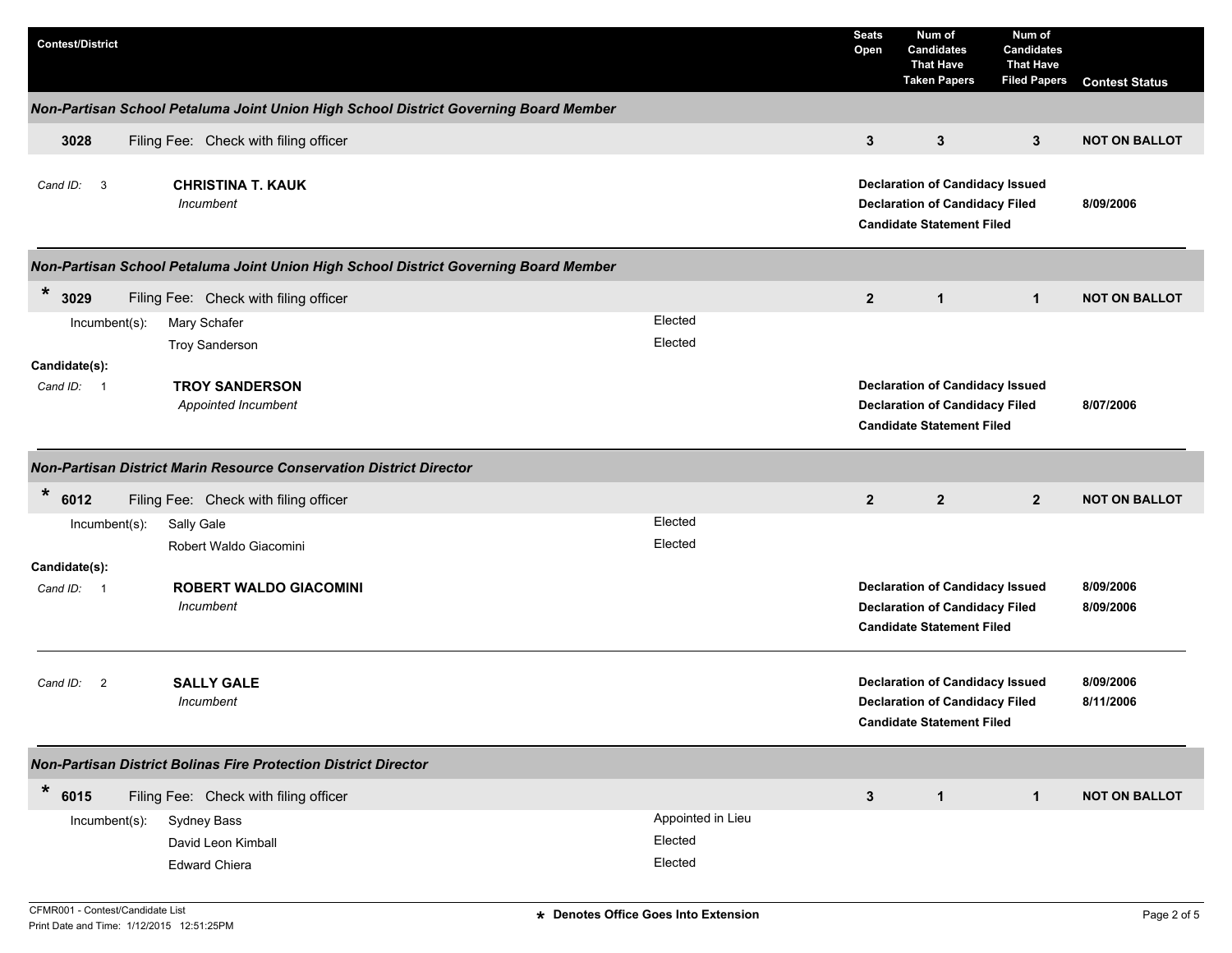| Contest/District | | | Seats Open | Num of Candidates That Have Taken Papers | Num of Candidates That Have Filed Papers | Contest Status |
|---|---|---|---|---|---|---|

### Non-Partisan School Petaluma Joint Union High School District Governing Board Member

| **3028** | Filing Fee: Check with filing officer | **3** | **3** | **3** | **NOT ON BALLOT** |
|---|---|---|---|---|---|

*Cand ID:* 3 — **CHRISTINA T. KAUK**, *Incumbent*

- **Declaration of Candidacy Issued**
- **Declaration of Candidacy Filed** — **8/09/2006**
- **Candidate Statement Filed**

---

### Non-Partisan School Petaluma Joint Union High School District Governing Board Member

| **\* 3029** | Filing Fee: Check with filing officer | **2** | **1** | **1** | **NOT ON BALLOT** |
|---|---|---|---|---|---|

Incumbent(s):

| Name | Status |
|---|---|
| Mary Schafer | Elected |
| Troy Sanderson | Elected |

**Candidate(s):**

*Cand ID:* 1 — **TROY SANDERSON**, *Appointed Incumbent*

- **Declaration of Candidacy Issued**
- **Declaration of Candidacy Filed** — **8/07/2006**
- **Candidate Statement Filed**

---

### Non-Partisan District Marin Resource Conservation District Director

| **\* 6012** | Filing Fee: Check with filing officer | **2** | **2** | **2** | **NOT ON BALLOT** |
|---|---|---|---|---|---|

Incumbent(s):

| Name | Status |
|---|---|
| Sally Gale | Elected |
| Robert Waldo Giacomini | Elected |

**Candidate(s):**

*Cand ID:* 1 — **ROBERT WALDO GIACOMINI**, *Incumbent*

- **Declaration of Candidacy Issued** — **8/09/2006**
- **Declaration of Candidacy Filed** — **8/09/2006**
- **Candidate Statement Filed**

*Cand ID:* 2 — **SALLY GALE**, *Incumbent*

- **Declaration of Candidacy Issued** — **8/09/2006**
- **Declaration of Candidacy Filed** — **8/11/2006**
- **Candidate Statement Filed**

---

### Non-Partisan District Bolinas Fire Protection District Director

| **\* 6015** | Filing Fee: Check with filing officer | **3** | **1** | **1** | **NOT ON BALLOT** |
|---|---|---|---|---|---|

Incumbent(s):

| Name | Status |
|---|---|
| Sydney Bass | Appointed in Lieu |
| David Leon Kimball | Elected |
| Edward Chiera | Elected |

CFMR001 - Contest/Candidate List
Print Date and Time: 1/12/2015 12:51:25PM

\* Denotes Office Goes Into Extension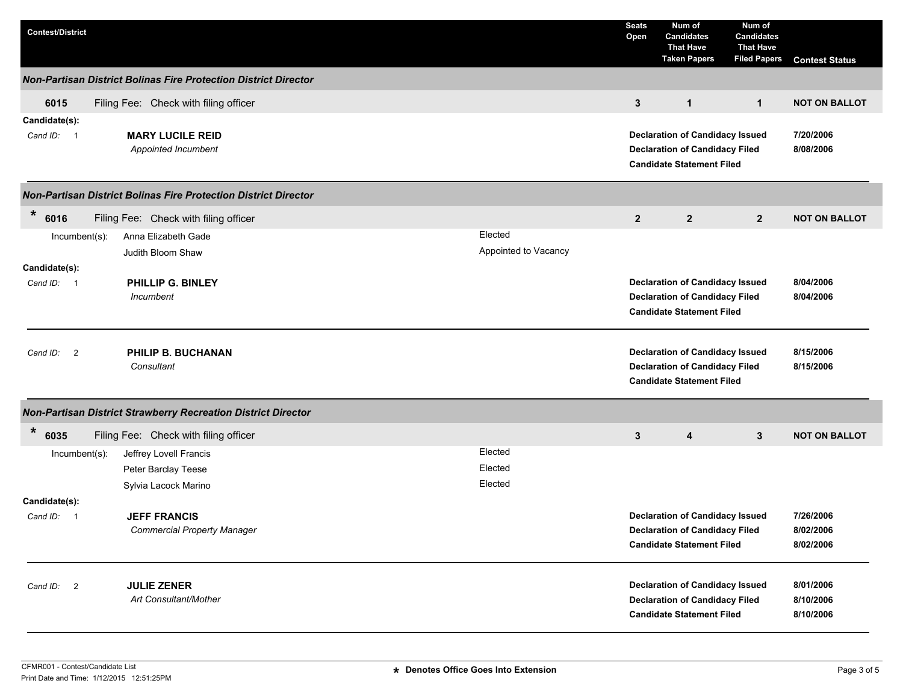| Contest/District | Seats Open | Num of Candidates That Have Taken Papers | Num of Candidates That Have Filed Papers | Contest Status |
|---|---|---|---|---|

### *Non-Partisan District Bolinas Fire Protection District Director*

| | | Seats Open | Taken Papers | Filed Papers | Contest Status |
|---|---|---|---|---|---|
| 6015 | Filing Fee: Check with filing officer | 3 | 1 | 1 | NOT ON BALLOT |

**Candidate(s):**

| Cand ID | Candidate | Action | Date |
|---|---|---|---|
| 1 | **MARY LUCILE REID** *Appointed Incumbent* | Declaration of Candidacy Issued | 7/20/2006 |
| | | Declaration of Candidacy Filed | 8/08/2006 |
| | | Candidate Statement Filed | |

### *Non-Partisan District Bolinas Fire Protection District Director*

| | | Seats Open | Taken Papers | Filed Papers | Contest Status |
|---|---|---|---|---|---|
| * 6016 | Filing Fee: Check with filing officer | 2 | 2 | 2 | NOT ON BALLOT |

Incumbent(s):

| Incumbent | Status |
|---|---|
| Anna Elizabeth Gade | Elected |
| Judith Bloom Shaw | Appointed to Vacancy |

**Candidate(s):**

| Cand ID | Candidate | Action | Date |
|---|---|---|---|
| 1 | **PHILLIP G. BINLEY** *Incumbent* | Declaration of Candidacy Issued | 8/04/2006 |
| | | Declaration of Candidacy Filed | 8/04/2006 |
| | | Candidate Statement Filed | |
| 2 | **PHILIP B. BUCHANAN** *Consultant* | Declaration of Candidacy Issued | 8/15/2006 |
| | | Declaration of Candidacy Filed | 8/15/2006 |
| | | Candidate Statement Filed | |

### *Non-Partisan District Strawberry Recreation District Director*

| | | Seats Open | Taken Papers | Filed Papers | Contest Status |
|---|---|---|---|---|---|
| * 6035 | Filing Fee: Check with filing officer | 3 | 4 | 3 | NOT ON BALLOT |

Incumbent(s):

| Incumbent | Status |
|---|---|
| Jeffrey Lovell Francis | Elected |
| Peter Barclay Teese | Elected |
| Sylvia Lacock Marino | Elected |

**Candidate(s):**

| Cand ID | Candidate | Action | Date |
|---|---|---|---|
| 1 | **JEFF FRANCIS** *Commercial Property Manager* | Declaration of Candidacy Issued | 7/26/2006 |
| | | Declaration of Candidacy Filed | 8/02/2006 |
| | | Candidate Statement Filed | 8/02/2006 |
| 2 | **JULIE ZENER** *Art Consultant/Mother* | Declaration of Candidacy Issued | 8/01/2006 |
| | | Declaration of Candidacy Filed | 8/10/2006 |
| | | Candidate Statement Filed | 8/10/2006 |

CFMR001 - Contest/Candidate List
Print Date and Time: 1/12/2015 12:51:25PM

* Denotes Office Goes Into Extension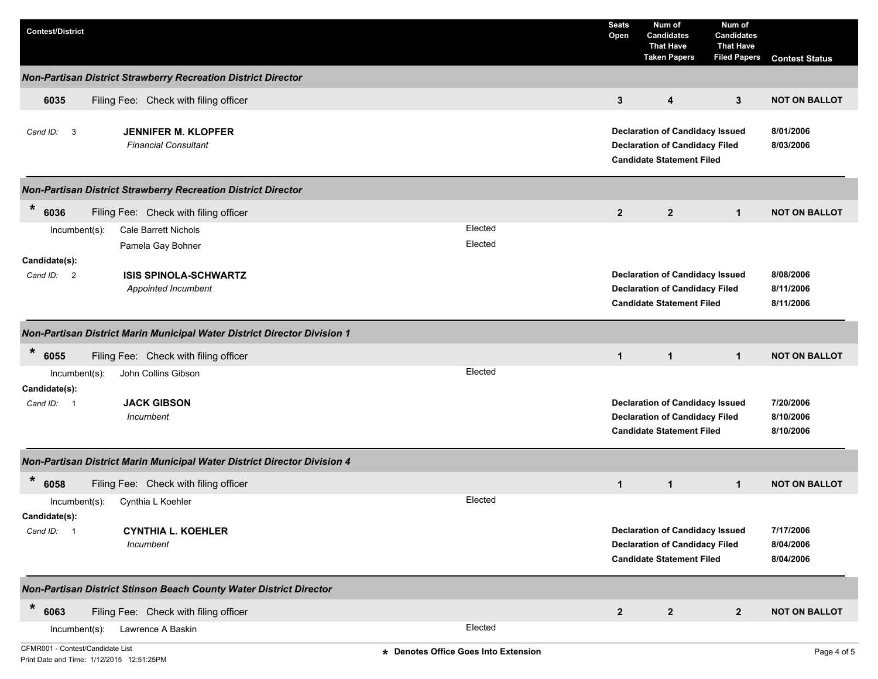| Contest/District | | Seats Open | Num of Candidates That Have Taken Papers | Num of Candidates That Have Filed Papers | Contest Status |
|---|---|---|---|---|---|

### Non-Partisan District Strawberry Recreation District Director

| | | | | | |
|---|---|---|---|---|---|
| **6035** | Filing Fee: Check with filing officer | **3** | **4** | **3** | **NOT ON BALLOT** |

Cand ID: 3 — **JENNIFER M. KLOPFER**
*Financial Consultant*

| | |
|---|---|
| **Declaration of Candidacy Issued** | **8/01/2006** |
| **Declaration of Candidacy Filed** | **8/03/2006** |
| **Candidate Statement Filed** | |

### Non-Partisan District Strawberry Recreation District Director

| | | | | | |
|---|---|---|---|---|---|
| * **6036** | Filing Fee: Check with filing officer | **2** | **2** | **1** | **NOT ON BALLOT** |

Incumbent(s):
- Cale Barrett Nichols — Elected
- Pamela Gay Bohner — Elected

**Candidate(s):**

Cand ID: 2 — **ISIS SPINOLA-SCHWARTZ**
*Appointed Incumbent*

| | |
|---|---|
| **Declaration of Candidacy Issued** | **8/08/2006** |
| **Declaration of Candidacy Filed** | **8/11/2006** |
| **Candidate Statement Filed** | **8/11/2006** |

### Non-Partisan District Marin Municipal Water District Director Division 1

| | | | | | |
|---|---|---|---|---|---|
| * **6055** | Filing Fee: Check with filing officer | **1** | **1** | **1** | **NOT ON BALLOT** |

Incumbent(s):
- John Collins Gibson — Elected

**Candidate(s):**

Cand ID: 1 — **JACK GIBSON**
*Incumbent*

| | |
|---|---|
| **Declaration of Candidacy Issued** | **7/20/2006** |
| **Declaration of Candidacy Filed** | **8/10/2006** |
| **Candidate Statement Filed** | **8/10/2006** |

### Non-Partisan District Marin Municipal Water District Director Division 4

| | | | | | |
|---|---|---|---|---|---|
| * **6058** | Filing Fee: Check with filing officer | **1** | **1** | **1** | **NOT ON BALLOT** |

Incumbent(s):
- Cynthia L Koehler — Elected

**Candidate(s):**

Cand ID: 1 — **CYNTHIA L. KOEHLER**
*Incumbent*

| | |
|---|---|
| **Declaration of Candidacy Issued** | **7/17/2006** |
| **Declaration of Candidacy Filed** | **8/04/2006** |
| **Candidate Statement Filed** | **8/04/2006** |

### Non-Partisan District Stinson Beach County Water District Director

| | | | | | |
|---|---|---|---|---|---|
| * **6063** | Filing Fee: Check with filing officer | **2** | **2** | **2** | **NOT ON BALLOT** |

Incumbent(s):
- Lawrence A Baskin — Elected

CFMR001 - Contest/Candidate List
Print Date and Time: 1/12/2015 12:51:25PM

**\* Denotes Office Goes Into Extension**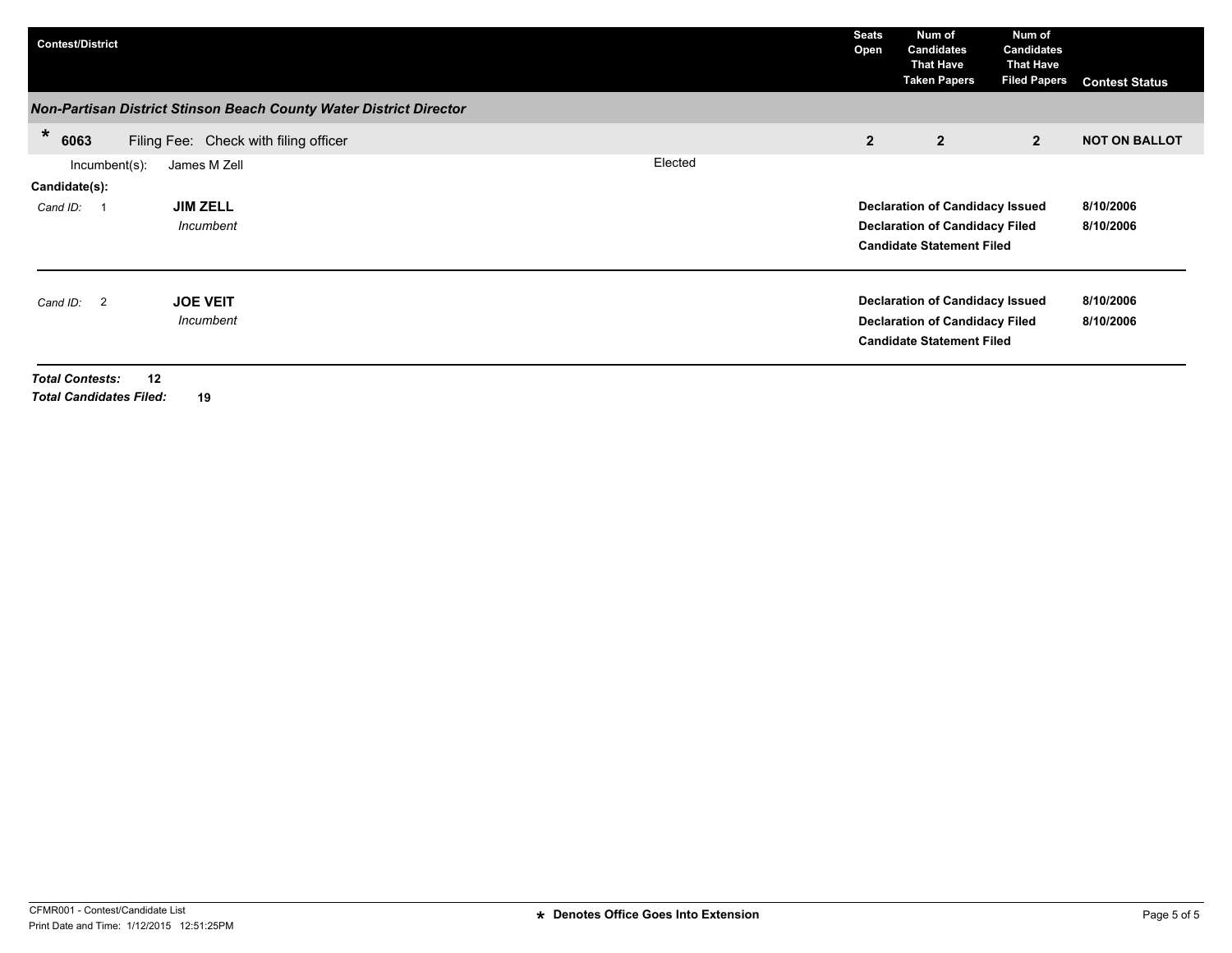| Contest/District | | Seats Open | Num of Candidates That Have Taken Papers | Num of Candidates That Have Filed Papers | Contest Status |
|---|---|---|---|---|---|
| ***Non-Partisan District Stinson Beach County Water District Director*** | | | | | |
| * **6063** | Filing Fee: Check with filing officer | **2** | **2** | **2** | **NOT ON BALLOT** |

Incumbent(s): James M Zell — Elected

**Candidate(s):**

| Cand ID | Candidate | Status | Date |
|---|---|---|---|
| 1 | **JIM ZELL** *Incumbent* | **Declaration of Candidacy Issued** | **8/10/2006** |
| | | **Declaration of Candidacy Filed** | **8/10/2006** |
| | | **Candidate Statement Filed** | |
| 2 | **JOE VEIT** *Incumbent* | **Declaration of Candidacy Issued** | **8/10/2006** |
| | | **Declaration of Candidacy Filed** | **8/10/2006** |
| | | **Candidate Statement Filed** | |

***Total Contests:*** **12**

***Total Candidates Filed:*** **19**

CFMR001 - Contest/Candidate List

Print Date and Time: 1/12/2015 12:51:25PM

**\* Denotes Office Goes Into Extension**